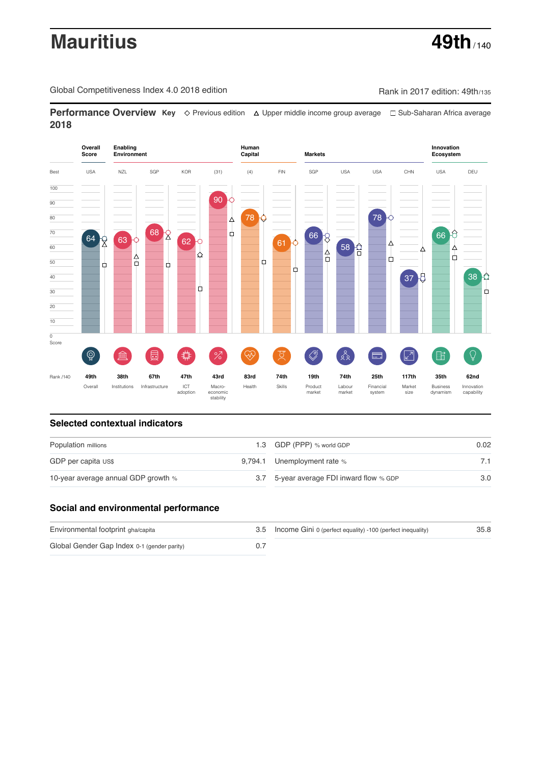# Mauritius

**49th** / 140

Global Competitiveness Index 4.0 2018 edition

Rank in 2017 edition: 49th/135

## Performance Overview 2018

**Key** ◇ Previous edition △ Upper middle income group average ☐ Sub-Saharan Africa average

| | Overall Score | Enabling Environment | | | | Human Capital | | Markets | | | | Innovation Ecosystem | |
|---|---|---|---|---|---|---|---|---|---|---|---|---|---|
| Best | USA | NZL | SGP | KOR | (31) | (4) | FIN | SGP | USA | USA | CHN | USA | DEU |
| Score | 64 | 63 | 68 | 62 | 90 | 78 | 61 | 66 | 58 | 78 | 37 | 66 | 38 |
| Rank /140 | 49th | 38th | 67th | 47th | 43rd | 83rd | 74th | 19th | 74th | 25th | 117th | 35th | 62nd |
| | Overall | Institutions | Infrastructure | ICT adoption | Macro-economic stability | Health | Skills | Product market | Labour market | Financial system | Market size | Business dynamism | Innovation capability |

## Selected contextual indicators

| | | | |
|---|---|---|---|
| Population millions | 1.3 | GDP (PPP) % world GDP | 0.02 |
| GDP per capita US$ | 9,794.1 | Unemployment rate % | 7.1 |
| 10-year average annual GDP growth % | 3.7 | 5-year average FDI inward flow % GDP | 3.0 |

## Social and environmental performance

| | | | |
|---|---|---|---|
| Environmental footprint gha/capita | 3.5 | Income Gini 0 (perfect equality) -100 (perfect inequality) | 35.8 |
| Global Gender Gap Index 0-1 (gender parity) | 0.7 | | |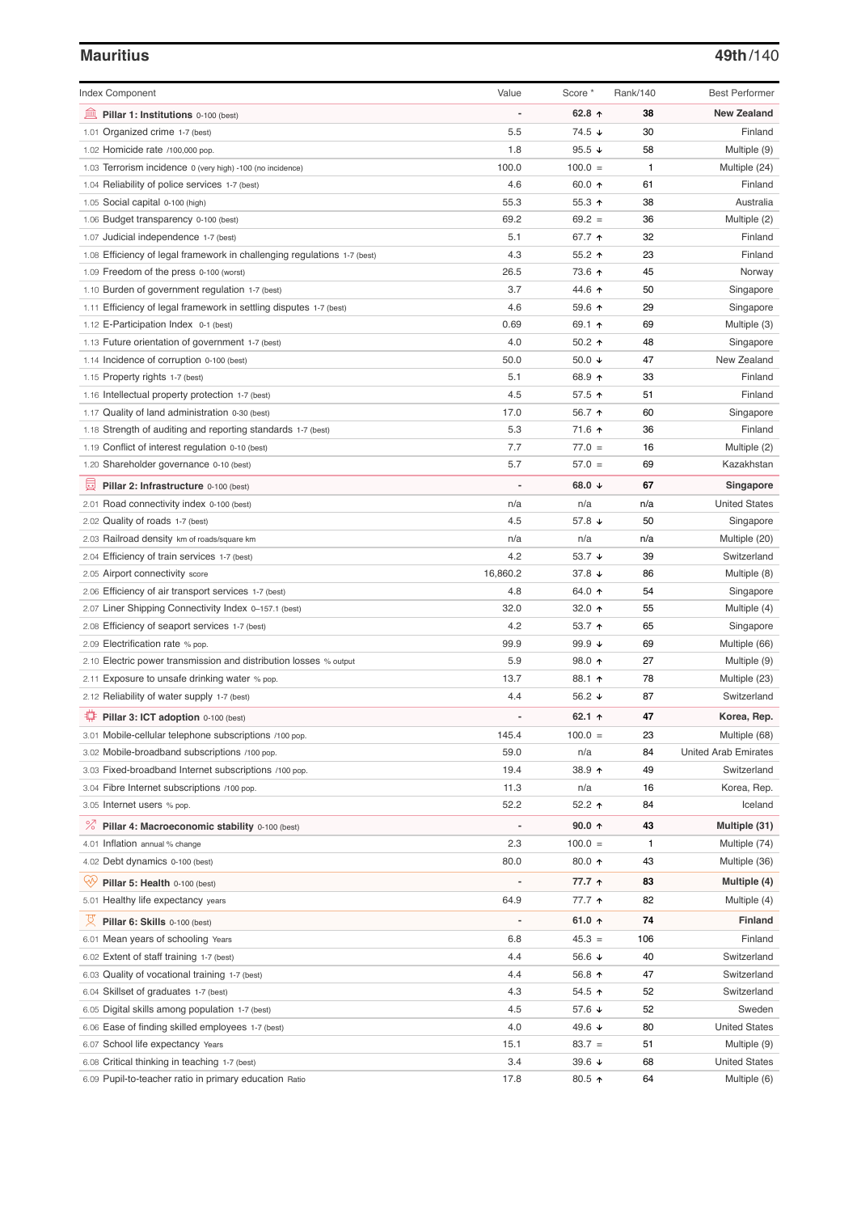## Mauritius

**49th/140**

| Index Component | Value | Score * | Rank/140 | Best Performer |
|---|---|---|---|---|
| **Pillar 1: Institutions** 0-100 (best) | - | **62.8 ↑** | **38** | **New Zealand** |
| 1.01 Organized crime 1-7 (best) | 5.5 | 74.5 ↓ | 30 | Finland |
| 1.02 Homicide rate /100,000 pop. | 1.8 | 95.5 ↓ | 58 | Multiple (9) |
| 1.03 Terrorism incidence 0 (very high) -100 (no incidence) | 100.0 | 100.0 = | 1 | Multiple (24) |
| 1.04 Reliability of police services 1-7 (best) | 4.6 | 60.0 ↑ | 61 | Finland |
| 1.05 Social capital 0-100 (high) | 55.3 | 55.3 ↑ | 38 | Australia |
| 1.06 Budget transparency 0-100 (best) | 69.2 | 69.2 = | 36 | Multiple (2) |
| 1.07 Judicial independence 1-7 (best) | 5.1 | 67.7 ↑ | 32 | Finland |
| 1.08 Efficiency of legal framework in challenging regulations 1-7 (best) | 4.3 | 55.2 ↑ | 23 | Finland |
| 1.09 Freedom of the press 0-100 (worst) | 26.5 | 73.6 ↑ | 45 | Norway |
| 1.10 Burden of government regulation 1-7 (best) | 3.7 | 44.6 ↑ | 50 | Singapore |
| 1.11 Efficiency of legal framework in settling disputes 1-7 (best) | 4.6 | 59.6 ↑ | 29 | Singapore |
| 1.12 E-Participation Index 0-1 (best) | 0.69 | 69.1 ↑ | 69 | Multiple (3) |
| 1.13 Future orientation of government 1-7 (best) | 4.0 | 50.2 ↑ | 48 | Singapore |
| 1.14 Incidence of corruption 0-100 (best) | 50.0 | 50.0 ↓ | 47 | New Zealand |
| 1.15 Property rights 1-7 (best) | 5.1 | 68.9 ↑ | 33 | Finland |
| 1.16 Intellectual property protection 1-7 (best) | 4.5 | 57.5 ↑ | 51 | Finland |
| 1.17 Quality of land administration 0-30 (best) | 17.0 | 56.7 ↑ | 60 | Singapore |
| 1.18 Strength of auditing and reporting standards 1-7 (best) | 5.3 | 71.6 ↑ | 36 | Finland |
| 1.19 Conflict of interest regulation 0-10 (best) | 7.7 | 77.0 = | 16 | Multiple (2) |
| 1.20 Shareholder governance 0-10 (best) | 5.7 | 57.0 = | 69 | Kazakhstan |
| **Pillar 2: Infrastructure** 0-100 (best) | - | **68.0 ↓** | **67** | **Singapore** |
| 2.01 Road connectivity index 0-100 (best) | n/a | n/a | n/a | United States |
| 2.02 Quality of roads 1-7 (best) | 4.5 | 57.8 ↓ | 50 | Singapore |
| 2.03 Railroad density km of roads/square km | n/a | n/a | n/a | Multiple (20) |
| 2.04 Efficiency of train services 1-7 (best) | 4.2 | 53.7 ↓ | 39 | Switzerland |
| 2.05 Airport connectivity score | 16,860.2 | 37.8 ↓ | 86 | Multiple (8) |
| 2.06 Efficiency of air transport services 1-7 (best) | 4.8 | 64.0 ↑ | 54 | Singapore |
| 2.07 Liner Shipping Connectivity Index 0-157.1 (best) | 32.0 | 32.0 ↑ | 55 | Multiple (4) |
| 2.08 Efficiency of seaport services 1-7 (best) | 4.2 | 53.7 ↑ | 65 | Singapore |
| 2.09 Electrification rate % pop. | 99.9 | 99.9 ↓ | 69 | Multiple (66) |
| 2.10 Electric power transmission and distribution losses % output | 5.9 | 98.0 ↑ | 27 | Multiple (9) |
| 2.11 Exposure to unsafe drinking water % pop. | 13.7 | 88.1 ↑ | 78 | Multiple (23) |
| 2.12 Reliability of water supply 1-7 (best) | 4.4 | 56.2 ↓ | 87 | Switzerland |
| **Pillar 3: ICT adoption** 0-100 (best) | - | **62.1 ↑** | **47** | **Korea, Rep.** |
| 3.01 Mobile-cellular telephone subscriptions /100 pop. | 145.4 | 100.0 = | 23 | Multiple (68) |
| 3.02 Mobile-broadband subscriptions /100 pop. | 59.0 | n/a | 84 | United Arab Emirates |
| 3.03 Fixed-broadband Internet subscriptions /100 pop. | 19.4 | 38.9 ↑ | 49 | Switzerland |
| 3.04 Fibre Internet subscriptions /100 pop. | 11.3 | n/a | 16 | Korea, Rep. |
| 3.05 Internet users % pop. | 52.2 | 52.2 ↑ | 84 | Iceland |
| **Pillar 4: Macroeconomic stability** 0-100 (best) | - | **90.0 ↑** | **43** | **Multiple (31)** |
| 4.01 Inflation annual % change | 2.3 | 100.0 = | 1 | Multiple (74) |
| 4.02 Debt dynamics 0-100 (best) | 80.0 | 80.0 ↑ | 43 | Multiple (36) |
| **Pillar 5: Health** 0-100 (best) | - | **77.7 ↑** | **83** | **Multiple (4)** |
| 5.01 Healthy life expectancy years | 64.9 | 77.7 ↑ | 82 | Multiple (4) |
| **Pillar 6: Skills** 0-100 (best) | - | **61.0 ↑** | **74** | **Finland** |
| 6.01 Mean years of schooling Years | 6.8 | 45.3 = | 106 | Finland |
| 6.02 Extent of staff training 1-7 (best) | 4.4 | 56.6 ↓ | 40 | Switzerland |
| 6.03 Quality of vocational training 1-7 (best) | 4.4 | 56.8 ↑ | 47 | Switzerland |
| 6.04 Skillset of graduates 1-7 (best) | 4.3 | 54.5 ↑ | 52 | Switzerland |
| 6.05 Digital skills among population 1-7 (best) | 4.5 | 57.6 ↓ | 52 | Sweden |
| 6.06 Ease of finding skilled employees 1-7 (best) | 4.0 | 49.6 ↓ | 80 | United States |
| 6.07 School life expectancy Years | 15.1 | 83.7 = | 51 | Multiple (9) |
| 6.08 Critical thinking in teaching 1-7 (best) | 3.4 | 39.6 ↓ | 68 | United States |
| 6.09 Pupil-to-teacher ratio in primary education Ratio | 17.8 | 80.5 ↑ | 64 | Multiple (6) |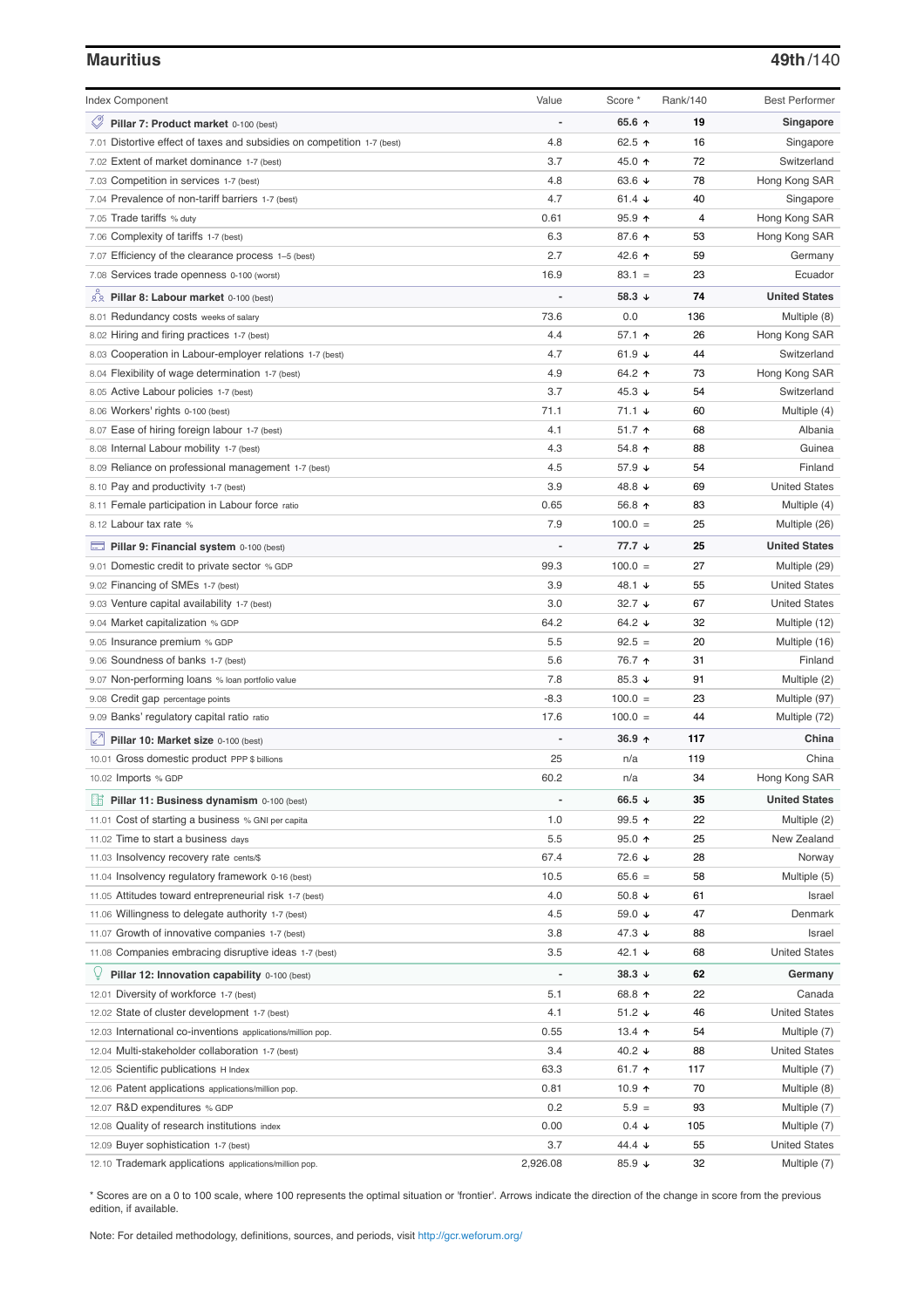## Mauritius

**49th/140**

| Index Component | Value | Score * | Rank/140 | Best Performer |
|---|---|---|---|---|
| **Pillar 7: Product market** 0-100 (best) | - | **65.6 ↑** | **19** | **Singapore** |
| 7.01 Distortive effect of taxes and subsidies on competition 1-7 (best) | 4.8 | 62.5 ↑ | 16 | Singapore |
| 7.02 Extent of market dominance 1-7 (best) | 3.7 | 45.0 ↑ | 72 | Switzerland |
| 7.03 Competition in services 1-7 (best) | 4.8 | 63.6 ↓ | 78 | Hong Kong SAR |
| 7.04 Prevalence of non-tariff barriers 1-7 (best) | 4.7 | 61.4 ↓ | 40 | Singapore |
| 7.05 Trade tariffs % duty | 0.61 | 95.9 ↑ | 4 | Hong Kong SAR |
| 7.06 Complexity of tariffs 1-7 (best) | 6.3 | 87.6 ↑ | 53 | Hong Kong SAR |
| 7.07 Efficiency of the clearance process 1–5 (best) | 2.7 | 42.6 ↑ | 59 | Germany |
| 7.08 Services trade openness 0-100 (worst) | 16.9 | 83.1 = | 23 | Ecuador |
| **Pillar 8: Labour market** 0-100 (best) | - | **58.3 ↓** | **74** | **United States** |
| 8.01 Redundancy costs weeks of salary | 73.6 | 0.0 | 136 | Multiple (8) |
| 8.02 Hiring and firing practices 1-7 (best) | 4.4 | 57.1 ↑ | 26 | Hong Kong SAR |
| 8.03 Cooperation in Labour-employer relations 1-7 (best) | 4.7 | 61.9 ↓ | 44 | Switzerland |
| 8.04 Flexibility of wage determination 1-7 (best) | 4.9 | 64.2 ↑ | 73 | Hong Kong SAR |
| 8.05 Active Labour policies 1-7 (best) | 3.7 | 45.3 ↓ | 54 | Switzerland |
| 8.06 Workers' rights 0-100 (best) | 71.1 | 71.1 ↓ | 60 | Multiple (4) |
| 8.07 Ease of hiring foreign labour 1-7 (best) | 4.1 | 51.7 ↑ | 68 | Albania |
| 8.08 Internal Labour mobility 1-7 (best) | 4.3 | 54.8 ↑ | 88 | Guinea |
| 8.09 Reliance on professional management 1-7 (best) | 4.5 | 57.9 ↓ | 54 | Finland |
| 8.10 Pay and productivity 1-7 (best) | 3.9 | 48.8 ↓ | 69 | United States |
| 8.11 Female participation in Labour force ratio | 0.65 | 56.8 ↑ | 83 | Multiple (4) |
| 8.12 Labour tax rate % | 7.9 | 100.0 = | 25 | Multiple (26) |
| **Pillar 9: Financial system** 0-100 (best) | - | **77.7 ↓** | **25** | **United States** |
| 9.01 Domestic credit to private sector % GDP | 99.3 | 100.0 = | 27 | Multiple (29) |
| 9.02 Financing of SMEs 1-7 (best) | 3.9 | 48.1 ↓ | 55 | United States |
| 9.03 Venture capital availability 1-7 (best) | 3.0 | 32.7 ↓ | 67 | United States |
| 9.04 Market capitalization % GDP | 64.2 | 64.2 ↓ | 32 | Multiple (12) |
| 9.05 Insurance premium % GDP | 5.5 | 92.5 = | 20 | Multiple (16) |
| 9.06 Soundness of banks 1-7 (best) | 5.6 | 76.7 ↑ | 31 | Finland |
| 9.07 Non-performing loans % loan portfolio value | 7.8 | 85.3 ↓ | 91 | Multiple (2) |
| 9.08 Credit gap percentage points | -8.3 | 100.0 = | 23 | Multiple (97) |
| 9.09 Banks' regulatory capital ratio ratio | 17.6 | 100.0 = | 44 | Multiple (72) |
| **Pillar 10: Market size** 0-100 (best) | - | **36.9 ↑** | **117** | **China** |
| 10.01 Gross domestic product PPP $ billions | 25 | n/a | 119 | China |
| 10.02 Imports % GDP | 60.2 | n/a | 34 | Hong Kong SAR |
| **Pillar 11: Business dynamism** 0-100 (best) | - | **66.5 ↓** | **35** | **United States** |
| 11.01 Cost of starting a business % GNI per capita | 1.0 | 99.5 ↑ | 22 | Multiple (2) |
| 11.02 Time to start a business days | 5.5 | 95.0 ↑ | 25 | New Zealand |
| 11.03 Insolvency recovery rate cents/$ | 67.4 | 72.6 ↓ | 28 | Norway |
| 11.04 Insolvency regulatory framework 0-16 (best) | 10.5 | 65.6 = | 58 | Multiple (5) |
| 11.05 Attitudes toward entrepreneurial risk 1-7 (best) | 4.0 | 50.8 ↓ | 61 | Israel |
| 11.06 Willingness to delegate authority 1-7 (best) | 4.5 | 59.0 ↓ | 47 | Denmark |
| 11.07 Growth of innovative companies 1-7 (best) | 3.8 | 47.3 ↓ | 88 | Israel |
| 11.08 Companies embracing disruptive ideas 1-7 (best) | 3.5 | 42.1 ↓ | 68 | United States |
| **Pillar 12: Innovation capability** 0-100 (best) | - | **38.3 ↓** | **62** | **Germany** |
| 12.01 Diversity of workforce 1-7 (best) | 5.1 | 68.8 ↑ | 22 | Canada |
| 12.02 State of cluster development 1-7 (best) | 4.1 | 51.2 ↓ | 46 | United States |
| 12.03 International co-inventions applications/million pop. | 0.55 | 13.4 ↑ | 54 | Multiple (7) |
| 12.04 Multi-stakeholder collaboration 1-7 (best) | 3.4 | 40.2 ↓ | 88 | United States |
| 12.05 Scientific publications H Index | 63.3 | 61.7 ↑ | 117 | Multiple (7) |
| 12.06 Patent applications applications/million pop. | 0.81 | 10.9 ↑ | 70 | Multiple (8) |
| 12.07 R&D expenditures % GDP | 0.2 | 5.9 = | 93 | Multiple (7) |
| 12.08 Quality of research institutions index | 0.00 | 0.4 ↓ | 105 | Multiple (7) |
| 12.09 Buyer sophistication 1-7 (best) | 3.7 | 44.4 ↓ | 55 | United States |
| 12.10 Trademark applications applications/million pop. | 2,926.08 | 85.9 ↓ | 32 | Multiple (7) |

* Scores are on a 0 to 100 scale, where 100 represents the optimal situation or 'frontier'. Arrows indicate the direction of the change in score from the previous edition, if available.

Note: For detailed methodology, definitions, sources, and periods, visit http://gcr.weforum.org/